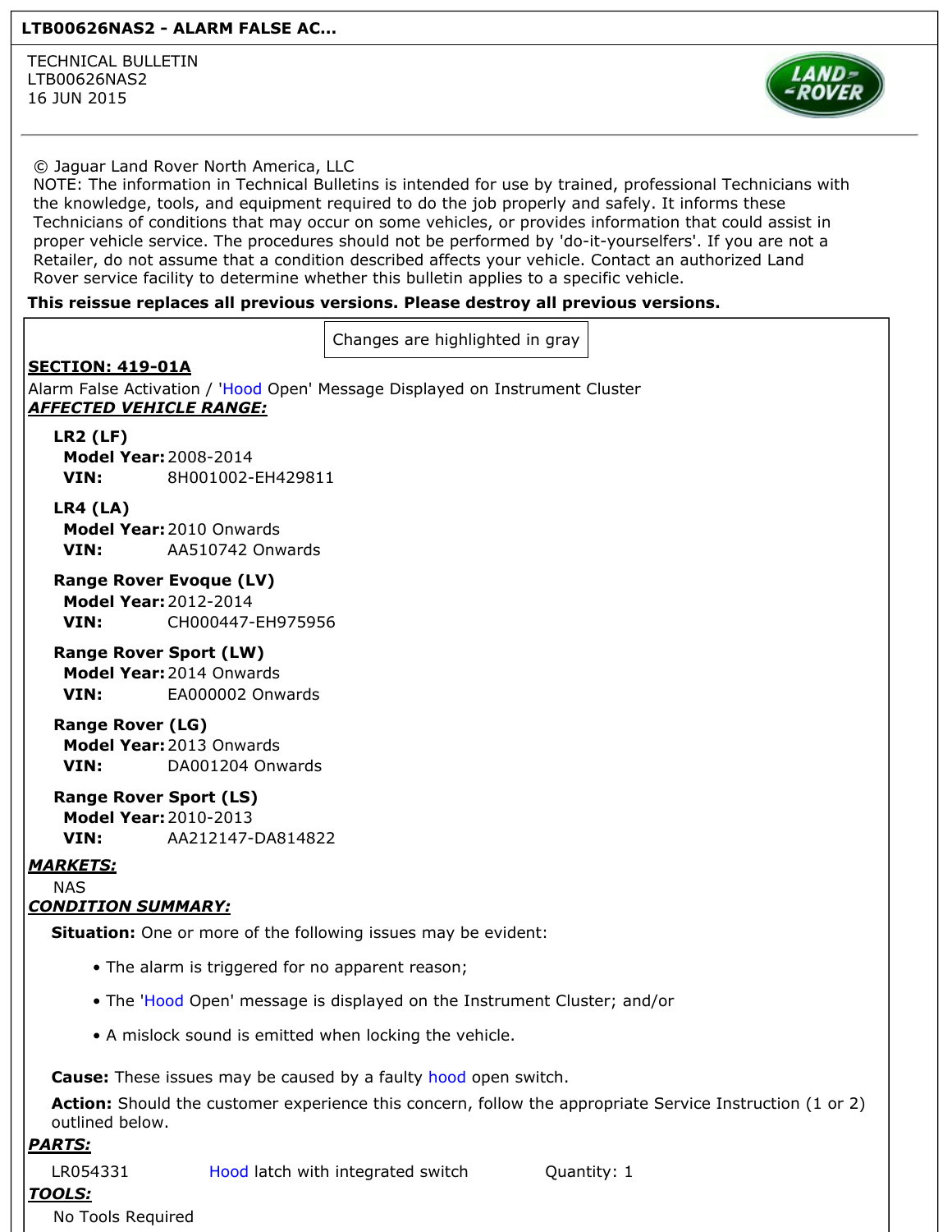**LTB00626NAS2 - ALARM FALSE AC...**

TECHNICAL BULLETIN
LTB00626NAS2
16 JUN 2015

© Jaguar Land Rover North America, LLC
NOTE: The information in Technical Bulletins is intended for use by trained, professional Technicians with the knowledge, tools, and equipment required to do the job properly and safely. It informs these Technicians of conditions that may occur on some vehicles, or provides information that could assist in proper vehicle service. The procedures should not be performed by 'do-it-yourselfers'. If you are not a Retailer, do not assume that a condition described affects your vehicle. Contact an authorized Land Rover service facility to determine whether this bulletin applies to a specific vehicle.

**This reissue replaces all previous versions. Please destroy all previous versions.**

Changes are highlighted in gray

**SECTION: 419-01A**

Alarm False Activation / 'Hood Open' Message Displayed on Instrument Cluster

***AFFECTED VEHICLE RANGE:***

**LR2 (LF)**
**Model Year:** 2008-2014
**VIN:** 8H001002-EH429811

**LR4 (LA)**
**Model Year:** 2010 Onwards
**VIN:** AA510742 Onwards

**Range Rover Evoque (LV)**
**Model Year:** 2012-2014
**VIN:** CH000447-EH975956

**Range Rover Sport (LW)**
**Model Year:** 2014 Onwards
**VIN:** EA000002 Onwards

**Range Rover (LG)**
**Model Year:** 2013 Onwards
**VIN:** DA001204 Onwards

**Range Rover Sport (LS)**
**Model Year:** 2010-2013
**VIN:** AA212147-DA814822

***MARKETS:***

NAS

***CONDITION SUMMARY:***

**Situation:** One or more of the following issues may be evident:

- The alarm is triggered for no apparent reason;
- The 'Hood Open' message is displayed on the Instrument Cluster; and/or
- A mislock sound is emitted when locking the vehicle.

**Cause:** These issues may be caused by a faulty hood open switch.

**Action:** Should the customer experience this concern, follow the appropriate Service Instruction (1 or 2) outlined below.

***PARTS:***

| LR054331 | Hood latch with integrated switch | Quantity: 1 |
|---|---|---|

***TOOLS:***

No Tools Required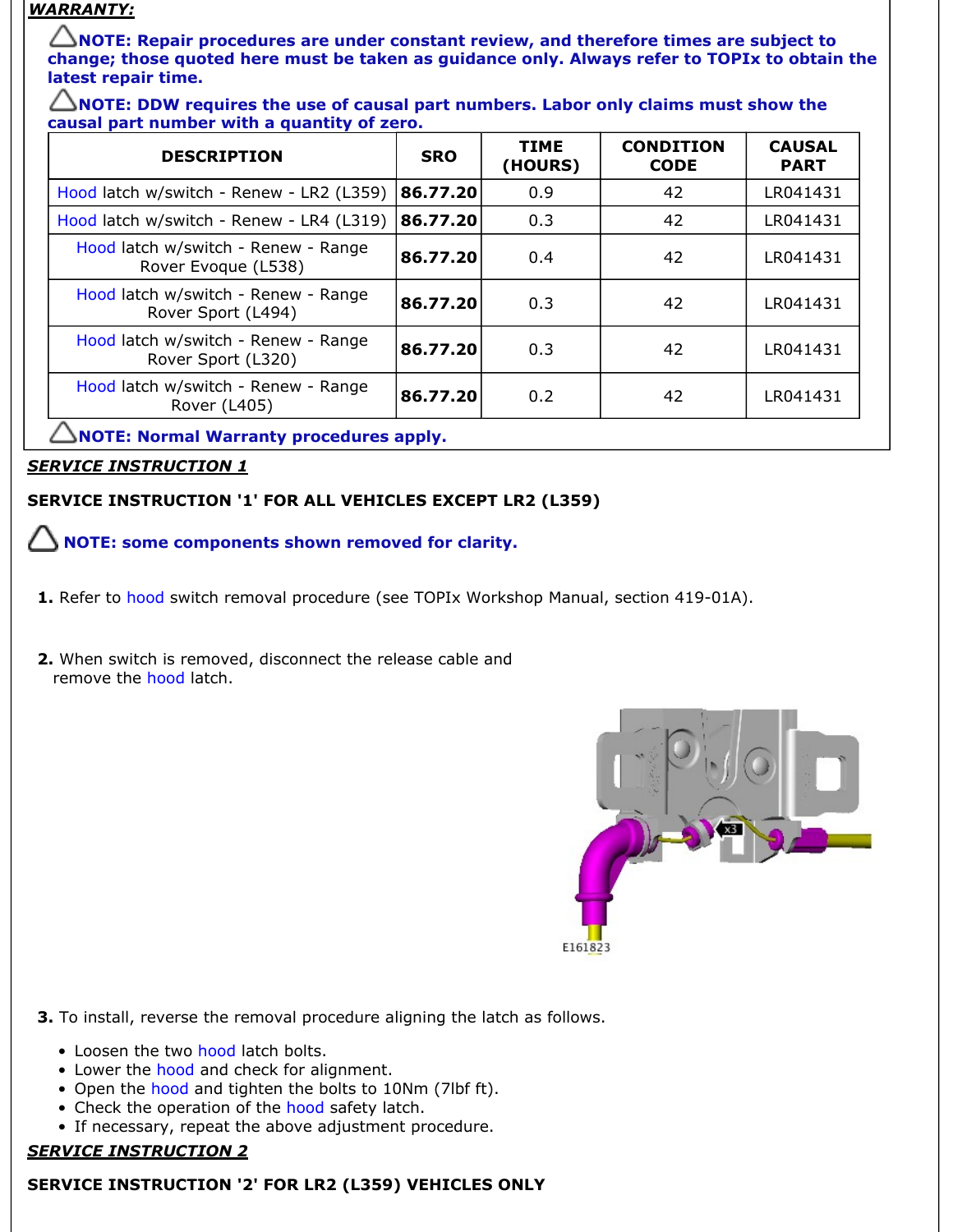***WARRANTY:***

**NOTE: Repair procedures are under constant review, and therefore times are subject to change; those quoted here must be taken as guidance only. Always refer to TOPIx to obtain the latest repair time.**

**NOTE: DDW requires the use of causal part numbers. Labor only claims must show the causal part number with a quantity of zero.**

| DESCRIPTION | SRO | TIME (HOURS) | CONDITION CODE | CAUSAL PART |
|---|---|---|---|---|
| Hood latch w/switch - Renew - LR2 (L359) | **86.77.20** | 0.9 | 42 | LR041431 |
| Hood latch w/switch - Renew - LR4 (L319) | **86.77.20** | 0.3 | 42 | LR041431 |
| Hood latch w/switch - Renew - Range Rover Evoque (L538) | **86.77.20** | 0.4 | 42 | LR041431 |
| Hood latch w/switch - Renew - Range Rover Sport (L494) | **86.77.20** | 0.3 | 42 | LR041431 |
| Hood latch w/switch - Renew - Range Rover Sport (L320) | **86.77.20** | 0.3 | 42 | LR041431 |
| Hood latch w/switch - Renew - Range Rover (L405) | **86.77.20** | 0.2 | 42 | LR041431 |

**NOTE: Normal Warranty procedures apply.**

***SERVICE INSTRUCTION 1***

**SERVICE INSTRUCTION '1' FOR ALL VEHICLES EXCEPT LR2 (L359)**

**NOTE: some components shown removed for clarity.**

1. Refer to hood switch removal procedure (see TOPIx Workshop Manual, section 419-01A).

2. When switch is removed, disconnect the release cable and remove the hood latch.

E161823

3. To install, reverse the removal procedure aligning the latch as follows.

- Loosen the two hood latch bolts.
- Lower the hood and check for alignment.
- Open the hood and tighten the bolts to 10Nm (7lbf ft).
- Check the operation of the hood safety latch.
- If necessary, repeat the above adjustment procedure.

***SERVICE INSTRUCTION 2***

**SERVICE INSTRUCTION '2' FOR LR2 (L359) VEHICLES ONLY**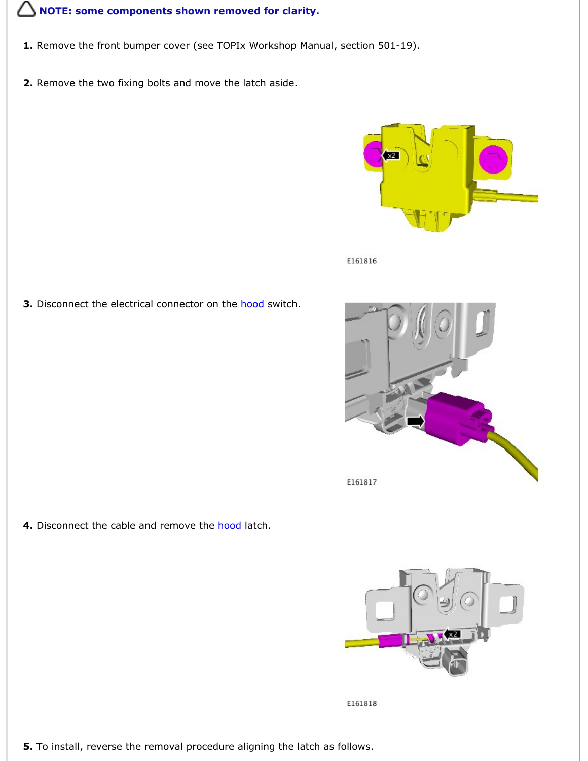**NOTE: some components shown removed for clarity.**

1. Remove the front bumper cover (see TOPIx Workshop Manual, section 501-19).

2. Remove the two fixing bolts and move the latch aside.

E161816

3. Disconnect the electrical connector on the hood switch.

E161817

4. Disconnect the cable and remove the hood latch.

E161818

5. To install, reverse the removal procedure aligning the latch as follows.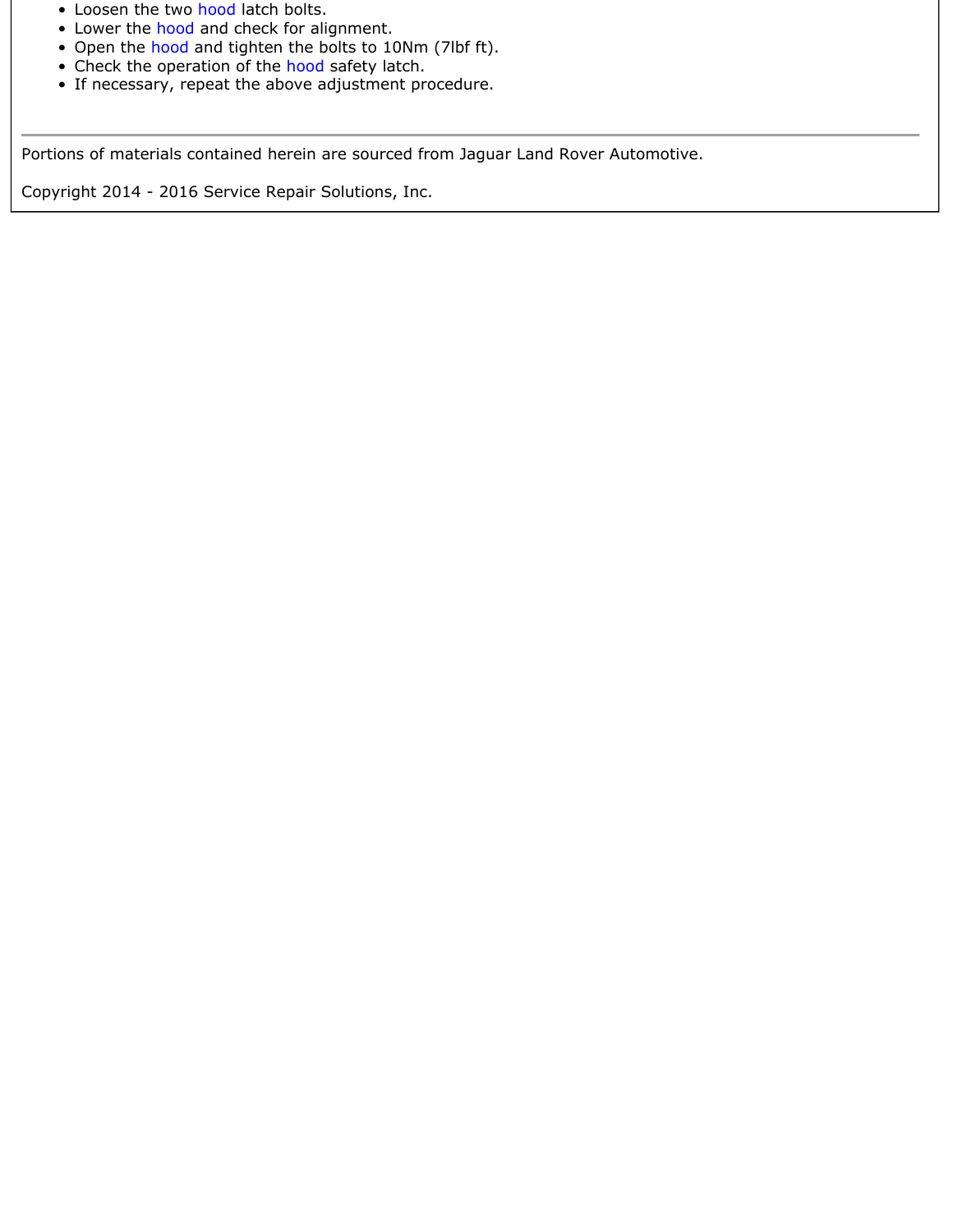- Loosen the two hood latch bolts.
- Lower the hood and check for alignment.
- Open the hood and tighten the bolts to 10Nm (7lbf ft).
- Check the operation of the hood safety latch.
- If necessary, repeat the above adjustment procedure.

---

Portions of materials contained herein are sourced from Jaguar Land Rover Automotive.

Copyright 2014 - 2016 Service Repair Solutions, Inc.